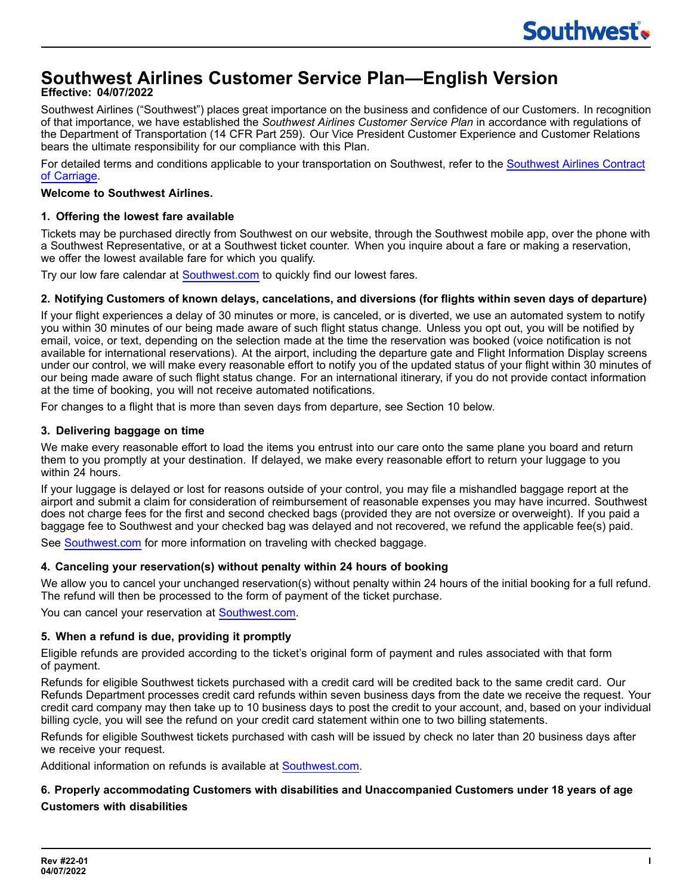# Southwest Airlines Customer Service Plan—English Version

**Effective: 04/07/2022**

Southwest Airlines ("Southwest") places great importance on the business and confidence of our Customers. In recognition of that importance, we have established the *Southwest Airlines Customer Service Plan* in accordance with regulations of the Department of Transportation (14 CFR Part 259). Our Vice President Customer Experience and Customer Relations bears the ultimate responsibility for our compliance with this Plan.

For detailed terms and conditions applicable to your transportation on Southwest, refer to the Southwest Airlines Contract of Carriage.

**Welcome to Southwest Airlines.**

### 1. Offering the lowest fare available

Tickets may be purchased directly from Southwest on our website, through the Southwest mobile app, over the phone with a Southwest Representative, or at a Southwest ticket counter. When you inquire about a fare or making a reservation, we offer the lowest available fare for which you qualify.

Try our low fare calendar at Southwest.com to quickly find our lowest fares.

### 2. Notifying Customers of known delays, cancelations, and diversions (for flights within seven days of departure)

If your flight experiences a delay of 30 minutes or more, is canceled, or is diverted, we use an automated system to notify you within 30 minutes of our being made aware of such flight status change. Unless you opt out, you will be notified by email, voice, or text, depending on the selection made at the time the reservation was booked (voice notification is not available for international reservations). At the airport, including the departure gate and Flight Information Display screens under our control, we will make every reasonable effort to notify you of the updated status of your flight within 30 minutes of our being made aware of such flight status change. For an international itinerary, if you do not provide contact information at the time of booking, you will not receive automated notifications.

For changes to a flight that is more than seven days from departure, see Section 10 below.

### 3. Delivering baggage on time

We make every reasonable effort to load the items you entrust into our care onto the same plane you board and return them to you promptly at your destination. If delayed, we make every reasonable effort to return your luggage to you within 24 hours.

If your luggage is delayed or lost for reasons outside of your control, you may file a mishandled baggage report at the airport and submit a claim for consideration of reimbursement of reasonable expenses you may have incurred. Southwest does not charge fees for the first and second checked bags (provided they are not oversize or overweight). If you paid a baggage fee to Southwest and your checked bag was delayed and not recovered, we refund the applicable fee(s) paid.

See Southwest.com for more information on traveling with checked baggage.

### 4. Canceling your reservation(s) without penalty within 24 hours of booking

We allow you to cancel your unchanged reservation(s) without penalty within 24 hours of the initial booking for a full refund. The refund will then be processed to the form of payment of the ticket purchase.

You can cancel your reservation at Southwest.com.

### 5. When a refund is due, providing it promptly

Eligible refunds are provided according to the ticket's original form of payment and rules associated with that form of payment.

Refunds for eligible Southwest tickets purchased with a credit card will be credited back to the same credit card. Our Refunds Department processes credit card refunds within seven business days from the date we receive the request. Your credit card company may then take up to 10 business days to post the credit to your account, and, based on your individual billing cycle, you will see the refund on your credit card statement within one to two billing statements.

Refunds for eligible Southwest tickets purchased with cash will be issued by check no later than 20 business days after we receive your request.

Additional information on refunds is available at Southwest.com.

### 6. Properly accommodating Customers with disabilities and Unaccompanied Customers under 18 years of age

**Customers with disabilities**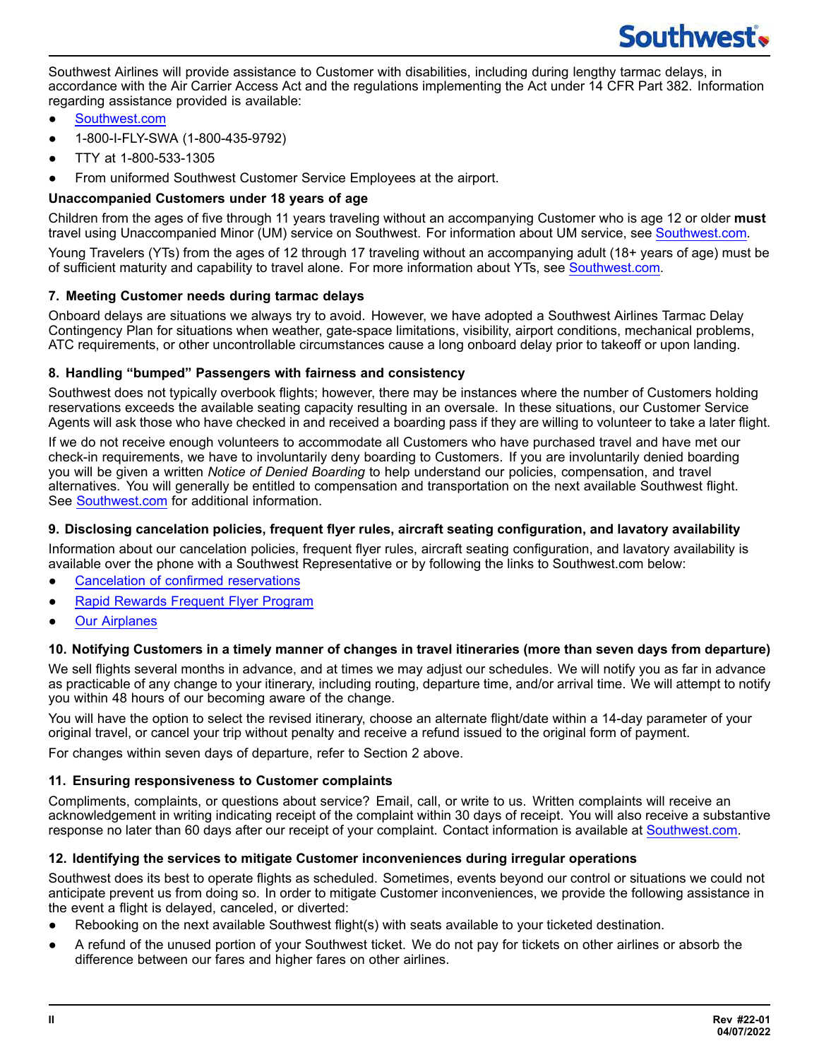Southwest Airlines will provide assistance to Customer with disabilities, including during lengthy tarmac delays, in accordance with the Air Carrier Access Act and the regulations implementing the Act under 14 CFR Part 382. Information regarding assistance provided is available:

- Southwest.com
- 1-800-I-FLY-SWA (1-800-435-9792)
- TTY at 1-800-533-1305
- From uniformed Southwest Customer Service Employees at the airport.

**Unaccompanied Customers under 18 years of age**

Children from the ages of five through 11 years traveling without an accompanying Customer who is age 12 or older **must** travel using Unaccompanied Minor (UM) service on Southwest. For information about UM service, see Southwest.com.

Young Travelers (YTs) from the ages of 12 through 17 traveling without an accompanying adult (18+ years of age) must be of sufficient maturity and capability to travel alone. For more information about YTs, see Southwest.com.

### 7. Meeting Customer needs during tarmac delays

Onboard delays are situations we always try to avoid. However, we have adopted a Southwest Airlines Tarmac Delay Contingency Plan for situations when weather, gate-space limitations, visibility, airport conditions, mechanical problems, ATC requirements, or other uncontrollable circumstances cause a long onboard delay prior to takeoff or upon landing.

### 8. Handling "bumped" Passengers with fairness and consistency

Southwest does not typically overbook flights; however, there may be instances where the number of Customers holding reservations exceeds the available seating capacity resulting in an oversale. In these situations, our Customer Service Agents will ask those who have checked in and received a boarding pass if they are willing to volunteer to take a later flight.

If we do not receive enough volunteers to accommodate all Customers who have purchased travel and have met our check-in requirements, we have to involuntarily deny boarding to Customers. If you are involuntarily denied boarding you will be given a written *Notice of Denied Boarding* to help understand our policies, compensation, and travel alternatives. You will generally be entitled to compensation and transportation on the next available Southwest flight. See Southwest.com for additional information.

### 9. Disclosing cancelation policies, frequent flyer rules, aircraft seating configuration, and lavatory availability

Information about our cancelation policies, frequent flyer rules, aircraft seating configuration, and lavatory availability is available over the phone with a Southwest Representative or by following the links to Southwest.com below:

- Cancelation of confirmed reservations
- Rapid Rewards Frequent Flyer Program
- Our Airplanes

### 10. Notifying Customers in a timely manner of changes in travel itineraries (more than seven days from departure)

We sell flights several months in advance, and at times we may adjust our schedules. We will notify you as far in advance as practicable of any change to your itinerary, including routing, departure time, and/or arrival time. We will attempt to notify you within 48 hours of our becoming aware of the change.

You will have the option to select the revised itinerary, choose an alternate flight/date within a 14-day parameter of your original travel, or cancel your trip without penalty and receive a refund issued to the original form of payment.

For changes within seven days of departure, refer to Section 2 above.

### 11. Ensuring responsiveness to Customer complaints

Compliments, complaints, or questions about service? Email, call, or write to us. Written complaints will receive an acknowledgement in writing indicating receipt of the complaint within 30 days of receipt. You will also receive a substantive response no later than 60 days after our receipt of your complaint. Contact information is available at Southwest.com.

### 12. Identifying the services to mitigate Customer inconveniences during irregular operations

Southwest does its best to operate flights as scheduled. Sometimes, events beyond our control or situations we could not anticipate prevent us from doing so. In order to mitigate Customer inconveniences, we provide the following assistance in the event a flight is delayed, canceled, or diverted:

- Rebooking on the next available Southwest flight(s) with seats available to your ticketed destination.
- A refund of the unused portion of your Southwest ticket. We do not pay for tickets on other airlines or absorb the difference between our fares and higher fares on other airlines.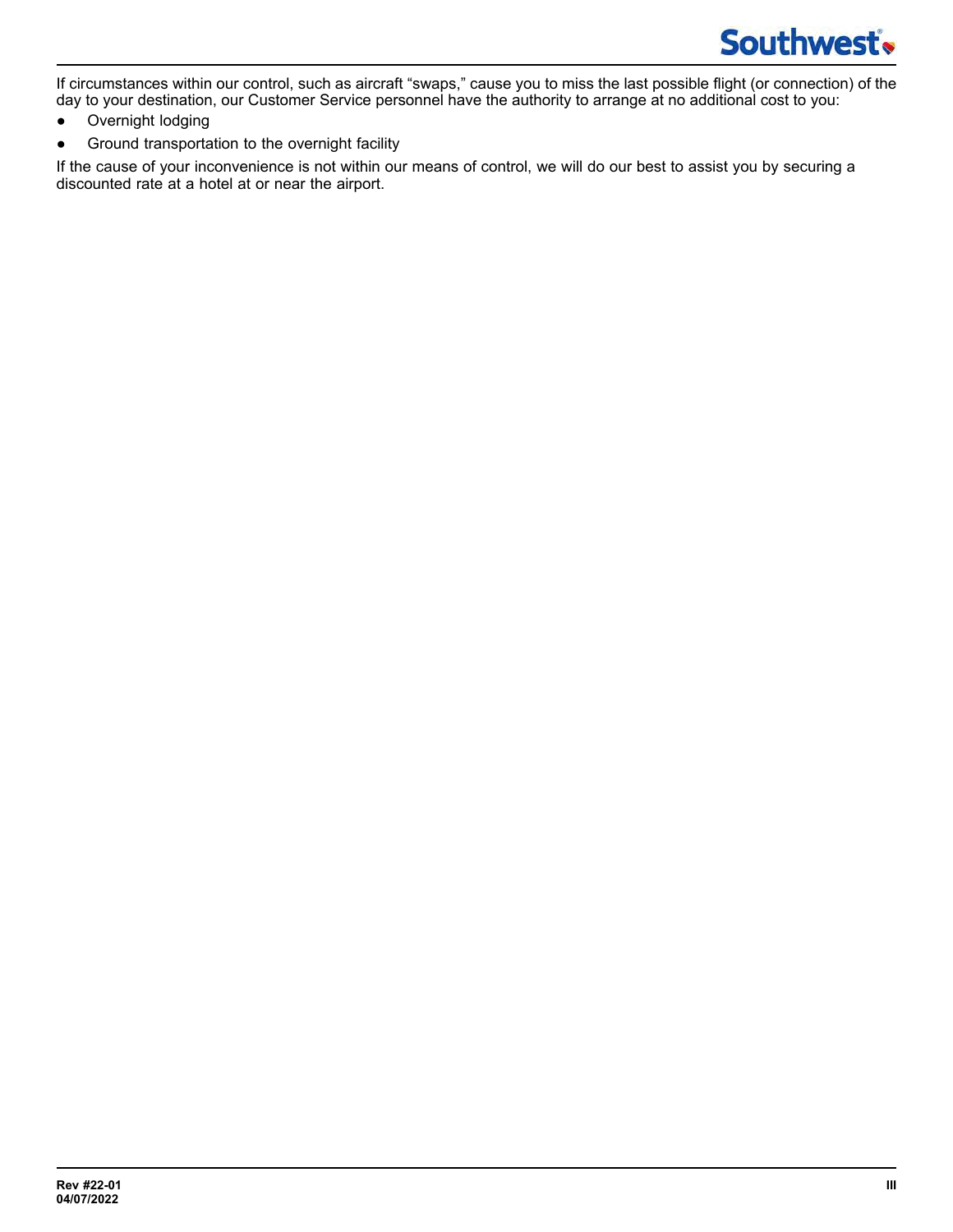If circumstances within our control, such as aircraft "swaps," cause you to miss the last possible flight (or connection) of the day to your destination, our Customer Service personnel have the authority to arrange at no additional cost to you:

- Overnight lodging
- Ground transportation to the overnight facility

If the cause of your inconvenience is not within our means of control, we will do our best to assist you by securing a discounted rate at a hotel at or near the airport.